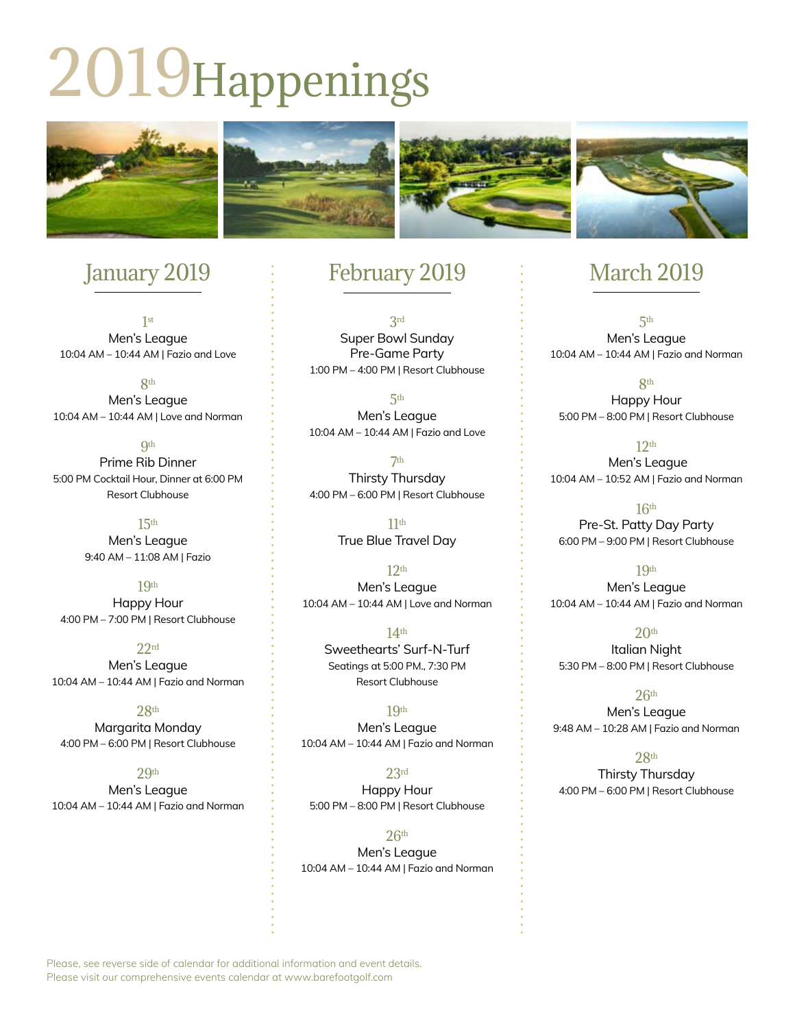# 2019 Happenings

## January 2019

**1st**
Men's League
10:04 AM – 10:44 AM | Fazio and Love

**8th**
Men's League
10:04 AM – 10:44 AM | Love and Norman

**9th**
Prime Rib Dinner
5:00 PM Cocktail Hour, Dinner at 6:00 PM
Resort Clubhouse

**15th**
Men's League
9:40 AM – 11:08 AM | Fazio

**19th**
Happy Hour
4:00 PM – 7:00 PM | Resort Clubhouse

**22rd**
Men's League
10:04 AM – 10:44 AM | Fazio and Norman

**28th**
Margarita Monday
4:00 PM – 6:00 PM | Resort Clubhouse

**29th**
Men's League
10:04 AM – 10:44 AM | Fazio and Norman

## February 2019

**3rd**
Super Bowl Sunday
Pre-Game Party
1:00 PM – 4:00 PM | Resort Clubhouse

**5th**
Men's League
10:04 AM – 10:44 AM | Fazio and Love

**7th**
Thirsty Thursday
4:00 PM – 6:00 PM | Resort Clubhouse

**11th**
True Blue Travel Day

**12th**
Men's League
10:04 AM – 10:44 AM | Love and Norman

**14th**
Sweethearts' Surf-N-Turf
Seatings at 5:00 PM., 7:30 PM
Resort Clubhouse

**19th**
Men's League
10:04 AM – 10:44 AM | Fazio and Norman

**23rd**
Happy Hour
5:00 PM – 8:00 PM | Resort Clubhouse

**26th**
Men's League
10:04 AM – 10:44 AM | Fazio and Norman

## March 2019

**5th**
Men's League
10:04 AM – 10:44 AM | Fazio and Norman

**8th**
Happy Hour
5:00 PM – 8:00 PM | Resort Clubhouse

**12th**
Men's League
10:04 AM – 10:52 AM | Fazio and Norman

**16th**
Pre-St. Patty Day Party
6:00 PM – 9:00 PM | Resort Clubhouse

**19th**
Men's League
10:04 AM – 10:44 AM | Fazio and Norman

**20th**
Italian Night
5:30 PM – 8:00 PM | Resort Clubhouse

**26th**
Men's League
9:48 AM – 10:28 AM | Fazio and Norman

**28th**
Thirsty Thursday
4:00 PM – 6:00 PM | Resort Clubhouse

Please, see reverse side of calendar for additional information and event details.
Please visit our comprehensive events calendar at www.barefootgolf.com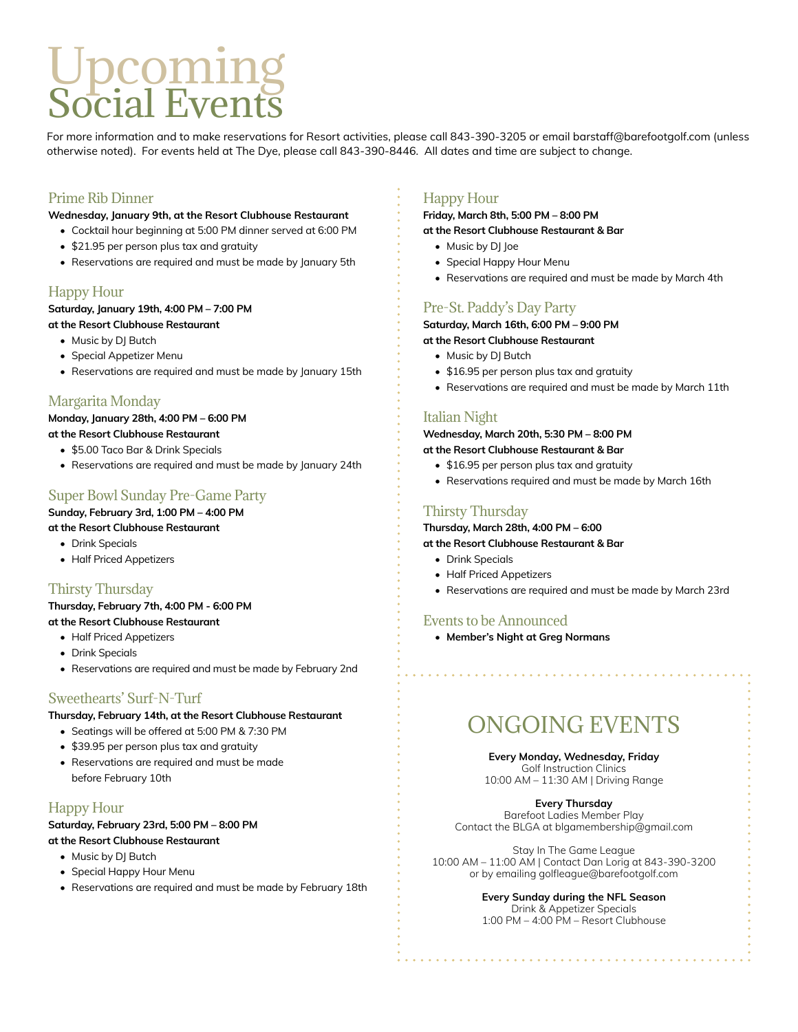# Upcoming Social Events

For more information and to make reservations for Resort activities, please call 843-390-3205 or email barstaff@barefootgolf.com (unless otherwise noted). For events held at The Dye, please call 843-390-8446. All dates and time are subject to change.

## Prime Rib Dinner

**Wednesday, January 9th, at the Resort Clubhouse Restaurant**

- Cocktail hour beginning at 5:00 PM dinner served at 6:00 PM
- $21.95 per person plus tax and gratuity
- Reservations are required and must be made by January 5th

## Happy Hour

**Saturday, January 19th, 4:00 PM – 7:00 PM**
**at the Resort Clubhouse Restaurant**

- Music by DJ Butch
- Special Appetizer Menu
- Reservations are required and must be made by January 15th

## Margarita Monday

**Monday, January 28th, 4:00 PM – 6:00 PM**
**at the Resort Clubhouse Restaurant**

- $5.00 Taco Bar & Drink Specials
- Reservations are required and must be made by January 24th

## Super Bowl Sunday Pre-Game Party

**Sunday, February 3rd, 1:00 PM – 4:00 PM**
**at the Resort Clubhouse Restaurant**

- Drink Specials
- Half Priced Appetizers

## Thirsty Thursday

**Thursday, February 7th, 4:00 PM - 6:00 PM**
**at the Resort Clubhouse Restaurant**

- Half Priced Appetizers
- Drink Specials
- Reservations are required and must be made by February 2nd

## Sweethearts' Surf-N-Turf

**Thursday, February 14th, at the Resort Clubhouse Restaurant**

- Seatings will be offered at 5:00 PM & 7:30 PM
- $39.95 per person plus tax and gratuity
- Reservations are required and must be made before February 10th

## Happy Hour

**Saturday, February 23rd, 5:00 PM – 8:00 PM**
**at the Resort Clubhouse Restaurant**

- Music by DJ Butch
- Special Happy Hour Menu
- Reservations are required and must be made by February 18th

## Happy Hour

**Friday, March 8th, 5:00 PM – 8:00 PM**
**at the Resort Clubhouse Restaurant & Bar**

- Music by DJ Joe
- Special Happy Hour Menu
- Reservations are required and must be made by March 4th

## Pre-St. Paddy's Day Party

**Saturday, March 16th, 6:00 PM – 9:00 PM**
**at the Resort Clubhouse Restaurant**

- Music by DJ Butch
- $16.95 per person plus tax and gratuity
- Reservations are required and must be made by March 11th

## Italian Night

**Wednesday, March 20th, 5:30 PM – 8:00 PM**
**at the Resort Clubhouse Restaurant & Bar**

- $16.95 per person plus tax and gratuity
- Reservations required and must be made by March 16th

## Thirsty Thursday

**Thursday, March 28th, 4:00 PM – 6:00**
**at the Resort Clubhouse Restaurant & Bar**

- Drink Specials
- Half Priced Appetizers
- Reservations are required and must be made by March 23rd

## Events to be Announced

- **Member's Night at Greg Normans**

## ONGOING EVENTS

**Every Monday, Wednesday, Friday**
Golf Instruction Clinics
10:00 AM – 11:30 AM | Driving Range

**Every Thursday**
Barefoot Ladies Member Play
Contact the BLGA at blgamembership@gmail.com

Stay In The Game League
10:00 AM – 11:00 AM | Contact Dan Lorig at 843-390-3200 or by emailing golfleague@barefootgolf.com

**Every Sunday during the NFL Season**
Drink & Appetizer Specials
1:00 PM – 4:00 PM – Resort Clubhouse